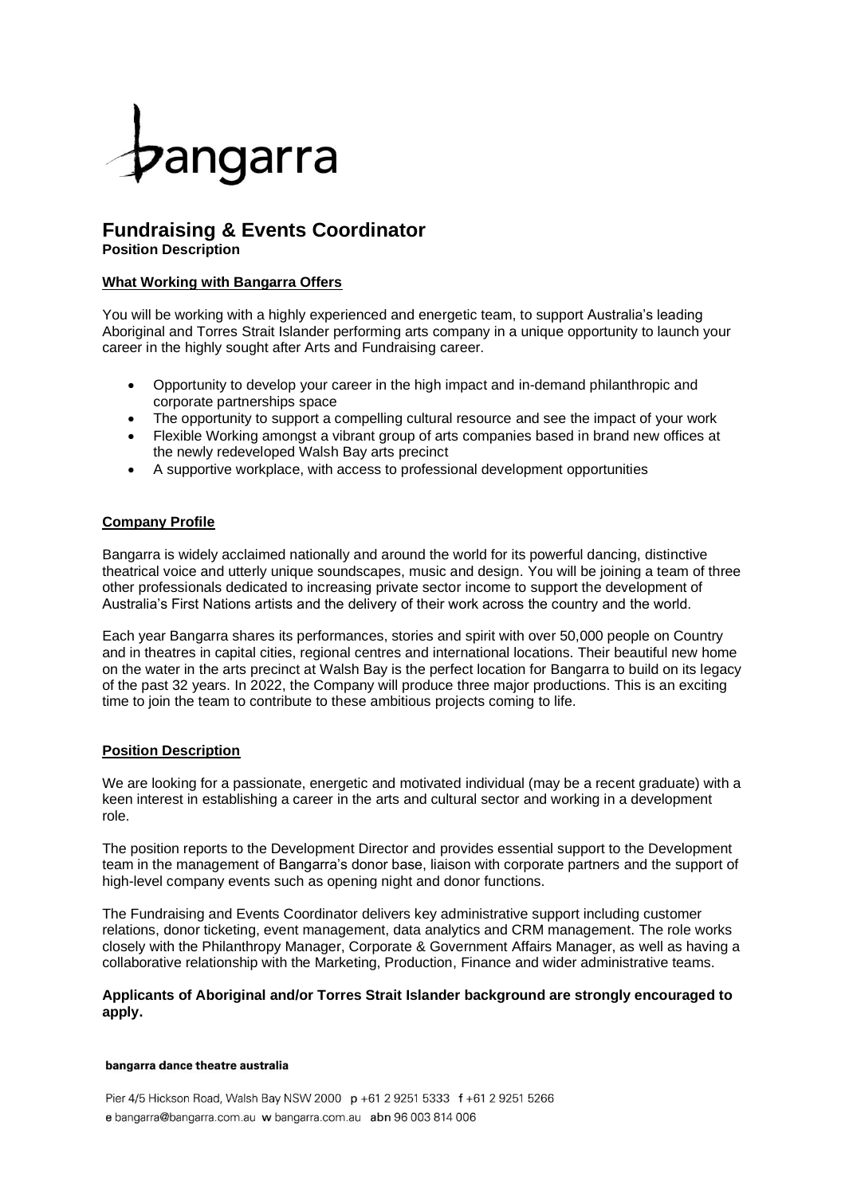bangarra

# Fundraising & Events Coordinator

**Position Description**

## What Working with Bangarra Offers

You will be working with a highly experienced and energetic team, to support Australia's leading Aboriginal and Torres Strait Islander performing arts company in a unique opportunity to launch your career in the highly sought after Arts and Fundraising career.

- Opportunity to develop your career in the high impact and in-demand philanthropic and corporate partnerships space
- The opportunity to support a compelling cultural resource and see the impact of your work
- Flexible Working amongst a vibrant group of arts companies based in brand new offices at the newly redeveloped Walsh Bay arts precinct
- A supportive workplace, with access to professional development opportunities

## Company Profile

Bangarra is widely acclaimed nationally and around the world for its powerful dancing, distinctive theatrical voice and utterly unique soundscapes, music and design. You will be joining a team of three other professionals dedicated to increasing private sector income to support the development of Australia's First Nations artists and the delivery of their work across the country and the world.

Each year Bangarra shares its performances, stories and spirit with over 50,000 people on Country and in theatres in capital cities, regional centres and international locations. Their beautiful new home on the water in the arts precinct at Walsh Bay is the perfect location for Bangarra to build on its legacy of the past 32 years. In 2022, the Company will produce three major productions. This is an exciting time to join the team to contribute to these ambitious projects coming to life.

## Position Description

We are looking for a passionate, energetic and motivated individual (may be a recent graduate) with a keen interest in establishing a career in the arts and cultural sector and working in a development role.

The position reports to the Development Director and provides essential support to the Development team in the management of Bangarra's donor base, liaison with corporate partners and the support of high-level company events such as opening night and donor functions.

The Fundraising and Events Coordinator delivers key administrative support including customer relations, donor ticketing, event management, data analytics and CRM management. The role works closely with the Philanthropy Manager, Corporate & Government Affairs Manager, as well as having a collaborative relationship with the Marketing, Production, Finance and wider administrative teams.

**Applicants of Aboriginal and/or Torres Strait Islander background are strongly encouraged to apply.**

**bangarra dance theatre australia**

Pier 4/5 Hickson Road, Walsh Bay NSW 2000 p +61 2 9251 5333 f +61 2 9251 5266
e bangarra@bangarra.com.au w bangarra.com.au abn 96 003 814 006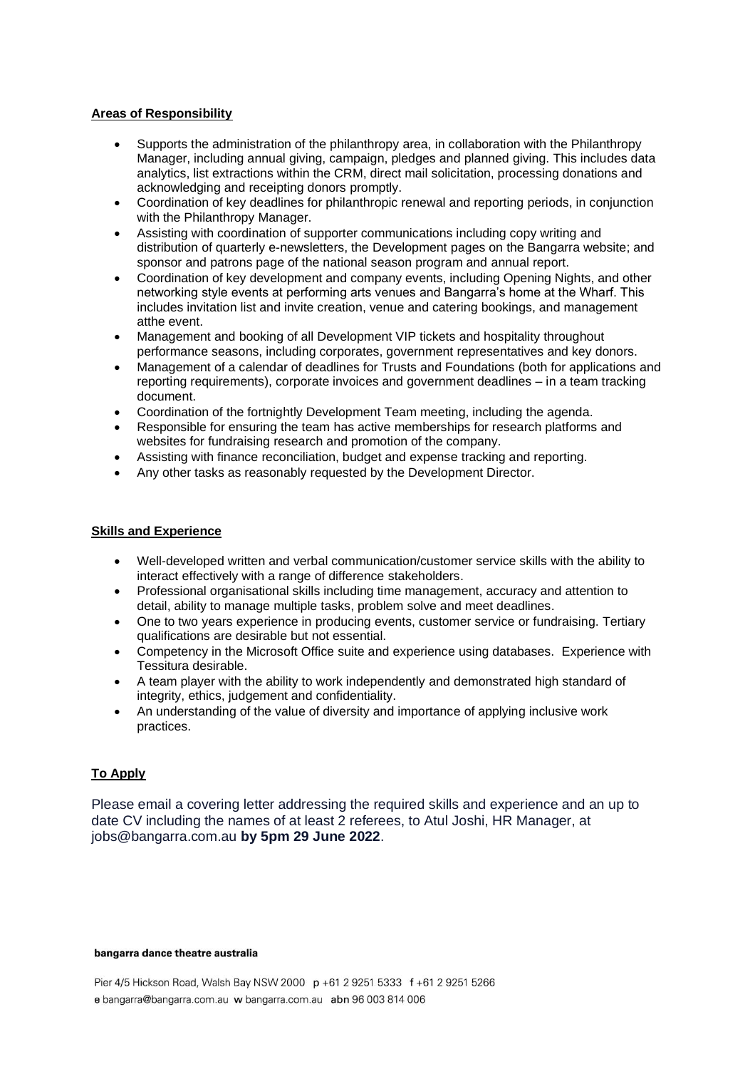**Areas of Responsibility**

- Supports the administration of the philanthropy area, in collaboration with the Philanthropy Manager, including annual giving, campaign, pledges and planned giving. This includes data analytics, list extractions within the CRM, direct mail solicitation, processing donations and acknowledging and receipting donors promptly.
- Coordination of key deadlines for philanthropic renewal and reporting periods, in conjunction with the Philanthropy Manager.
- Assisting with coordination of supporter communications including copy writing and distribution of quarterly e-newsletters, the Development pages on the Bangarra website; and sponsor and patrons page of the national season program and annual report.
- Coordination of key development and company events, including Opening Nights, and other networking style events at performing arts venues and Bangarra's home at the Wharf. This includes invitation list and invite creation, venue and catering bookings, and management atthe event.
- Management and booking of all Development VIP tickets and hospitality throughout performance seasons, including corporates, government representatives and key donors.
- Management of a calendar of deadlines for Trusts and Foundations (both for applications and reporting requirements), corporate invoices and government deadlines – in a team tracking document.
- Coordination of the fortnightly Development Team meeting, including the agenda.
- Responsible for ensuring the team has active memberships for research platforms and websites for fundraising research and promotion of the company.
- Assisting with finance reconciliation, budget and expense tracking and reporting.
- Any other tasks as reasonably requested by the Development Director.

**Skills and Experience**

- Well-developed written and verbal communication/customer service skills with the ability to interact effectively with a range of difference stakeholders.
- Professional organisational skills including time management, accuracy and attention to detail, ability to manage multiple tasks, problem solve and meet deadlines.
- One to two years experience in producing events, customer service or fundraising. Tertiary qualifications are desirable but not essential.
- Competency in the Microsoft Office suite and experience using databases. Experience with Tessitura desirable.
- A team player with the ability to work independently and demonstrated high standard of integrity, ethics, judgement and confidentiality.
- An understanding of the value of diversity and importance of applying inclusive work practices.

**To Apply**

Please email a covering letter addressing the required skills and experience and an up to date CV including the names of at least 2 referees, to Atul Joshi, HR Manager, at jobs@bangarra.com.au **by 5pm 29 June 2022**.

**bangarra dance theatre australia**

Pier 4/5 Hickson Road, Walsh Bay NSW 2000 **p** +61 2 9251 5333 **f** +61 2 9251 5266
**e** bangarra@bangarra.com.au **w** bangarra.com.au **abn** 96 003 814 006